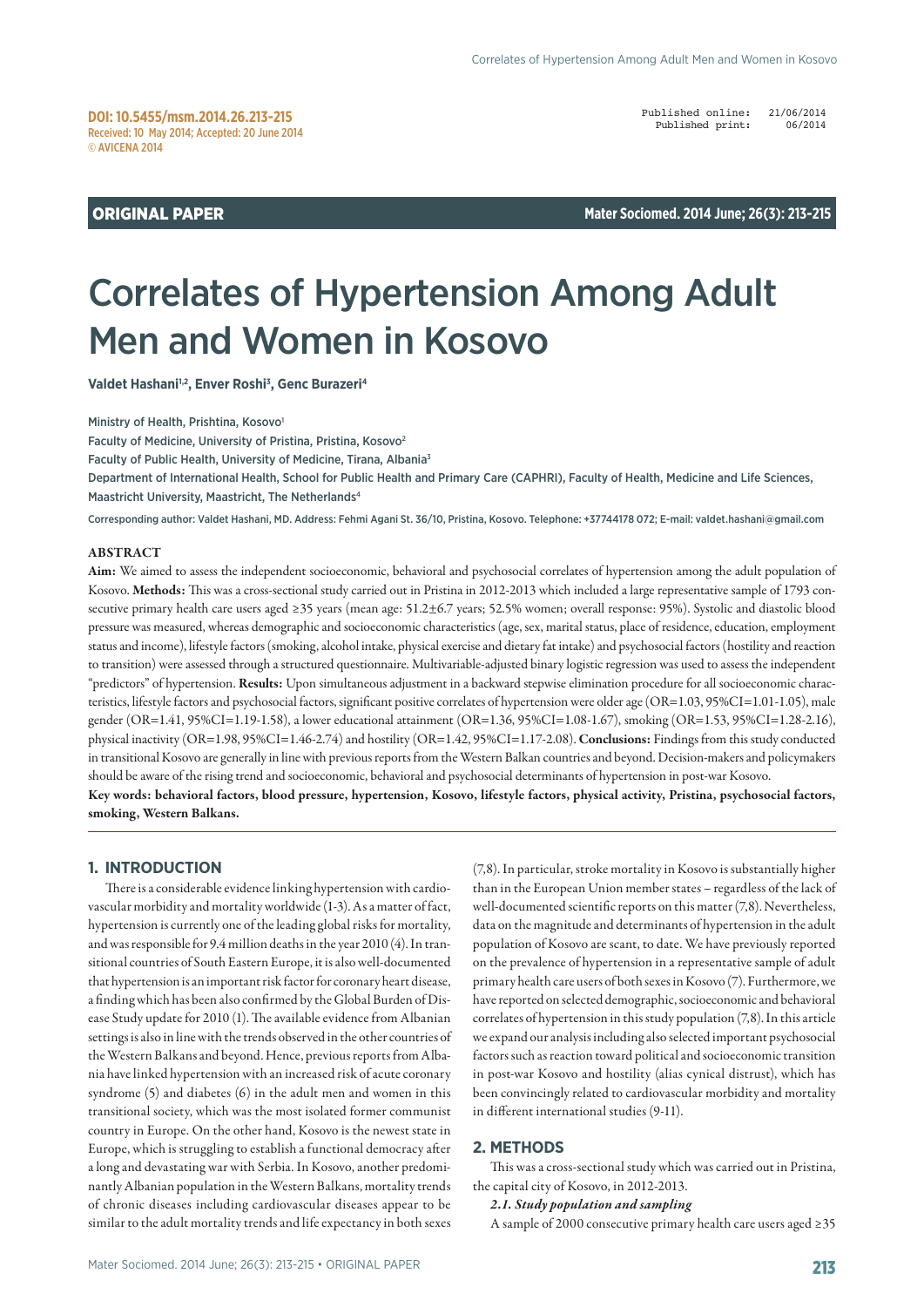DOI: 10.5455/msm.2014.26.213-215
Received: 10 May 2014; Accepted: 20 June 2014
© AVICENA 2014

Published online: 21/06/2014
Published print: 06/2014

ORIGINAL PAPER

# Correlates of Hypertension Among Adult Men and Women in Kosovo

**Valdet Hashani[1,2], Enver Roshi[3], Genc Burazeri[4]**

Ministry of Health, Prishtina, Kosovo[1]
Faculty of Medicine, University of Pristina, Pristina, Kosovo[2]
Faculty of Public Health, University of Medicine, Tirana, Albania[3]
Department of International Health, School for Public Health and Primary Care (CAPHRI), Faculty of Health, Medicine and Life Sciences, Maastricht University, Maastricht, The Netherlands[4]

Corresponding author: Valdet Hashani, MD. Address: Fehmi Agani St. 36/10, Pristina, Kosovo. Telephone: +37744178 072; E-mail: valdet.hashani@gmail.com

## ABSTRACT

**Aim:** We aimed to assess the independent socioeconomic, behavioral and psychosocial correlates of hypertension among the adult population of Kosovo. **Methods:** This was a cross-sectional study carried out in Pristina in 2012-2013 which included a large representative sample of 1793 consecutive primary health care users aged ≥35 years (mean age: 51.2±6.7 years; 52.5% women; overall response: 95%). Systolic and diastolic blood pressure was measured, whereas demographic and socioeconomic characteristics (age, sex, marital status, place of residence, education, employment status and income), lifestyle factors (smoking, alcohol intake, physical exercise and dietary fat intake) and psychosocial factors (hostility and reaction to transition) were assessed through a structured questionnaire. Multivariable-adjusted binary logistic regression was used to assess the independent "predictors" of hypertension. **Results:** Upon simultaneous adjustment in a backward stepwise elimination procedure for all socioeconomic characteristics, lifestyle factors and psychosocial factors, significant positive correlates of hypertension were older age (OR=1.03, 95%CI=1.01-1.05), male gender (OR=1.41, 95%CI=1.19-1.58), a lower educational attainment (OR=1.36, 95%CI=1.08-1.67), smoking (OR=1.53, 95%CI=1.28-2.16), physical inactivity (OR=1.98, 95%CI=1.46-2.74) and hostility (OR=1.42, 95%CI=1.17-2.08). **Conclusions:** Findings from this study conducted in transitional Kosovo are generally in line with previous reports from the Western Balkan countries and beyond. Decision-makers and policymakers should be aware of the rising trend and socioeconomic, behavioral and psychosocial determinants of hypertension in post-war Kosovo.

**Key words: behavioral factors, blood pressure, hypertension, Kosovo, lifestyle factors, physical activity, Pristina, psychosocial factors, smoking, Western Balkans.**

## 1. INTRODUCTION

There is a considerable evidence linking hypertension with cardiovascular morbidity and mortality worldwide (1-3). As a matter of fact, hypertension is currently one of the leading global risks for mortality, and was responsible for 9.4 million deaths in the year 2010 (4). In transitional countries of South Eastern Europe, it is also well-documented that hypertension is an important risk factor for coronary heart disease, a finding which has been also confirmed by the Global Burden of Disease Study update for 2010 (1). The available evidence from Albanian settings is also in line with the trends observed in the other countries of the Western Balkans and beyond. Hence, previous reports from Albania have linked hypertension with an increased risk of acute coronary syndrome (5) and diabetes (6) in the adult men and women in this transitional society, which was the most isolated former communist country in Europe. On the other hand, Kosovo is the newest state in Europe, which is struggling to establish a functional democracy after a long and devastating war with Serbia. In Kosovo, another predominantly Albanian population in the Western Balkans, mortality trends of chronic diseases including cardiovascular diseases appear to be similar to the adult mortality trends and life expectancy in both sexes (7,8). In particular, stroke mortality in Kosovo is substantially higher than in the European Union member states – regardless of the lack of well-documented scientific reports on this matter (7,8). Nevertheless, data on the magnitude and determinants of hypertension in the adult population of Kosovo are scant, to date. We have previously reported on the prevalence of hypertension in a representative sample of adult primary health care users of both sexes in Kosovo (7). Furthermore, we have reported on selected demographic, socioeconomic and behavioral correlates of hypertension in this study population (7,8). In this article we expand our analysis including also selected important psychosocial factors such as reaction toward political and socioeconomic transition in post-war Kosovo and hostility (alias cynical distrust), which has been convincingly related to cardiovascular morbidity and mortality in different international studies (9-11).

## 2. METHODS

This was a cross-sectional study which was carried out in Pristina, the capital city of Kosovo, in 2012-2013.

### *2.1. Study population and sampling*

A sample of 2000 consecutive primary health care users aged ≥35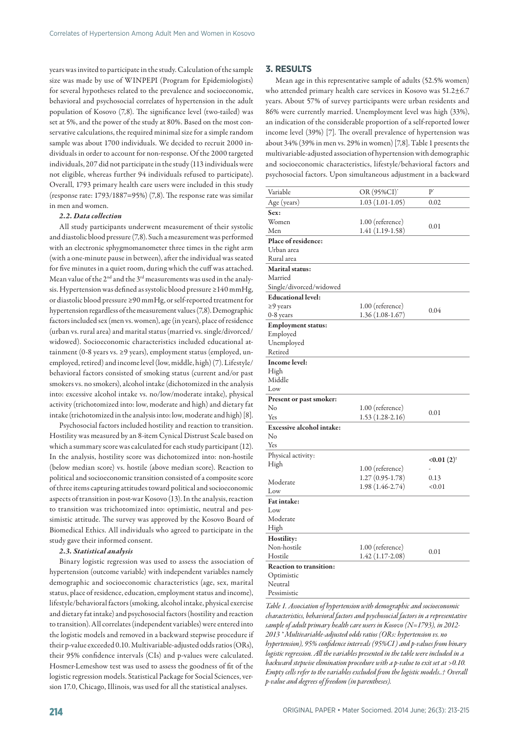years was invited to participate in the study. Calculation of the sample size was made by use of WINPEPI (Program for Epidemiologists) for several hypotheses related to the prevalence and socioeconomic, behavioral and psychosocial correlates of hypertension in the adult population of Kosovo (7,8). The significance level (two-tailed) was set at 5%, and the power of the study at 80%. Based on the most conservative calculations, the required minimal size for a simple random sample was about 1700 individuals. We decided to recruit 2000 individuals in order to account for non-response. Of the 2000 targeted individuals, 207 did not participate in the study (113 individuals were not eligible, whereas further 94 individuals refused to participate). Overall, 1793 primary health care users were included in this study (response rate: 1793/1887=95%) (7,8). The response rate was similar in men and women.

### *2.2. Data collection*

All study participants underwent measurement of their systolic and diastolic blood pressure (7,8). Such a measurement was performed with an electronic sphygmomanometer three times in the right arm (with a one-minute pause in between), after the individual was seated for five minutes in a quiet room, during which the cuff was attached. Mean value of the 2nd and the 3rd measurements was used in the analysis. Hypertension was defined as systolic blood pressure ≥140 mmHg, or diastolic blood pressure ≥90 mmHg, or self-reported treatment for hypertension regardless of the measurement values (7,8). Demographic factors included sex (men vs. women), age (in years), place of residence (urban vs. rural area) and marital status (married vs. single/divorced/widowed). Socioeconomic characteristics included educational attainment (0-8 years vs. ≥9 years), employment status (employed, unemployed, retired) and income level (low, middle, high) (7). Lifestyle/behavioral factors consisted of smoking status (current and/or past smokers vs. no smokers), alcohol intake (dichotomized in the analysis into: excessive alcohol intake vs. no/low/moderate intake), physical activity (trichotomized into: low, moderate and high) and dietary fat intake (trichotomized in the analysis into: low, moderate and high) [8].

Psychosocial factors included hostility and reaction to transition. Hostility was measured by an 8-item Cynical Distrust Scale based on which a summary score was calculated for each study participant (12). In the analysis, hostility score was dichotomized into: non-hostile (below median score) vs. hostile (above median score). Reaction to political and socioeconomic transition consisted of a composite score of three items capturing attitudes toward political and socioeconomic aspects of transition in post-war Kosovo (13). In the analysis, reaction to transition was trichotomized into: optimistic, neutral and pessimistic attitude. The survey was approved by the Kosovo Board of Biomedical Ethics. All individuals who agreed to participate in the study gave their informed consent.

### *2.3. Statistical analysis*

Binary logistic regression was used to assess the association of hypertension (outcome variable) with independent variables namely demographic and socioeconomic characteristics (age, sex, marital status, place of residence, education, employment status and income), lifestyle/behavioral factors (smoking, alcohol intake, physical exercise and dietary fat intake) and psychosocial factors (hostility and reaction to transition). All correlates (independent variables) were entered into the logistic models and removed in a backward stepwise procedure if their p-value exceeded 0.10. Multivariable-adjusted odds ratios (ORs), their 95% confidence intervals (CIs) and p-values were calculated. Hosmer-Lemeshow test was used to assess the goodness of fit of the logistic regression models. Statistical Package for Social Sciences, version 17.0, Chicago, Illinois, was used for all the statistical analyses.

## 3. RESULTS

Mean age in this representative sample of adults (52.5% women) who attended primary health care services in Kosovo was 51.2±6.7 years. About 57% of survey participants were urban residents and 86% were currently married. Unemployment level was high (33%), an indication of the considerable proportion of a self-reported lower income level (39%) [7]. The overall prevalence of hypertension was about 34% (39% in men vs. 29% in women) [7,8]. Table 1 presents the multivariable-adjusted association of hypertension with demographic and socioeconomic characteristics, lifestyle/behavioral factors and psychosocial factors. Upon simultaneous adjustment in a backward

| Variable | OR (95%CI)* | P* |
|---|---|---|
| Age (years) | 1.03 (1.01-1.05) | 0.02 |
| **Sex:** | | |
| Women | 1.00 (reference) | 0.01 |
| Men | 1.41 (1.19-1.58) | |
| **Place of residence:** | | |
| Urban area | | |
| Rural area | | |
| **Marital status:** | | |
| Married | | |
| Single/divorced/widowed | | |
| **Educational level:** | | |
| ≥9 years | 1.00 (reference) | 0.04 |
| 0-8 years | 1.36 (1.08-1.67) | |
| **Employment status:** | | |
| Employed | | |
| Unemployed | | |
| Retired | | |
| **Income level:** | | |
| High | | |
| Middle | | |
| Low | | |
| **Present or past smoker:** | | |
| No | 1.00 (reference) | 0.01 |
| Yes | 1.53 (1.28-2.16) | |
| **Excessive alcohol intake:** | | |
| No | | |
| Yes | | |
| Physical activity: | | **<0.01 (2)†** |
| High | 1.00 (reference) | - |
| Moderate | 1.27 (0.95-1.78) | 0.13 |
| Low | 1.98 (1.46-2.74) | <0.01 |
| **Fat intake:** | | |
| Low | | |
| Moderate | | |
| High | | |
| **Hostility:** | | |
| Non-hostile | 1.00 (reference) | 0.01 |
| Hostile | 1.42 (1.17-2.08) | |
| **Reaction to transition:** | | |
| Optimistic | | |
| Neutral | | |
| Pessimistic | | |

*Table 1. Association of hypertension with demographic and socioeconomic characteristics, behavioral factors and psychosocial factors in a representative sample of adult primary health care users in Kosovo (N=1793), in 2012-2013 \* Multivariable-adjusted odds ratios (ORs: hypertension vs. no hypertension), 95% confidence intervals (95%CI) and p-values from binary logistic regression. All the variables presented in the table were included in a backward stepwise elimination procedure with a p-value to exit set at >0.10. Empty cells refer to the variables excluded from the logistic models..† Overall p-value and degrees of freedom (in parentheses).*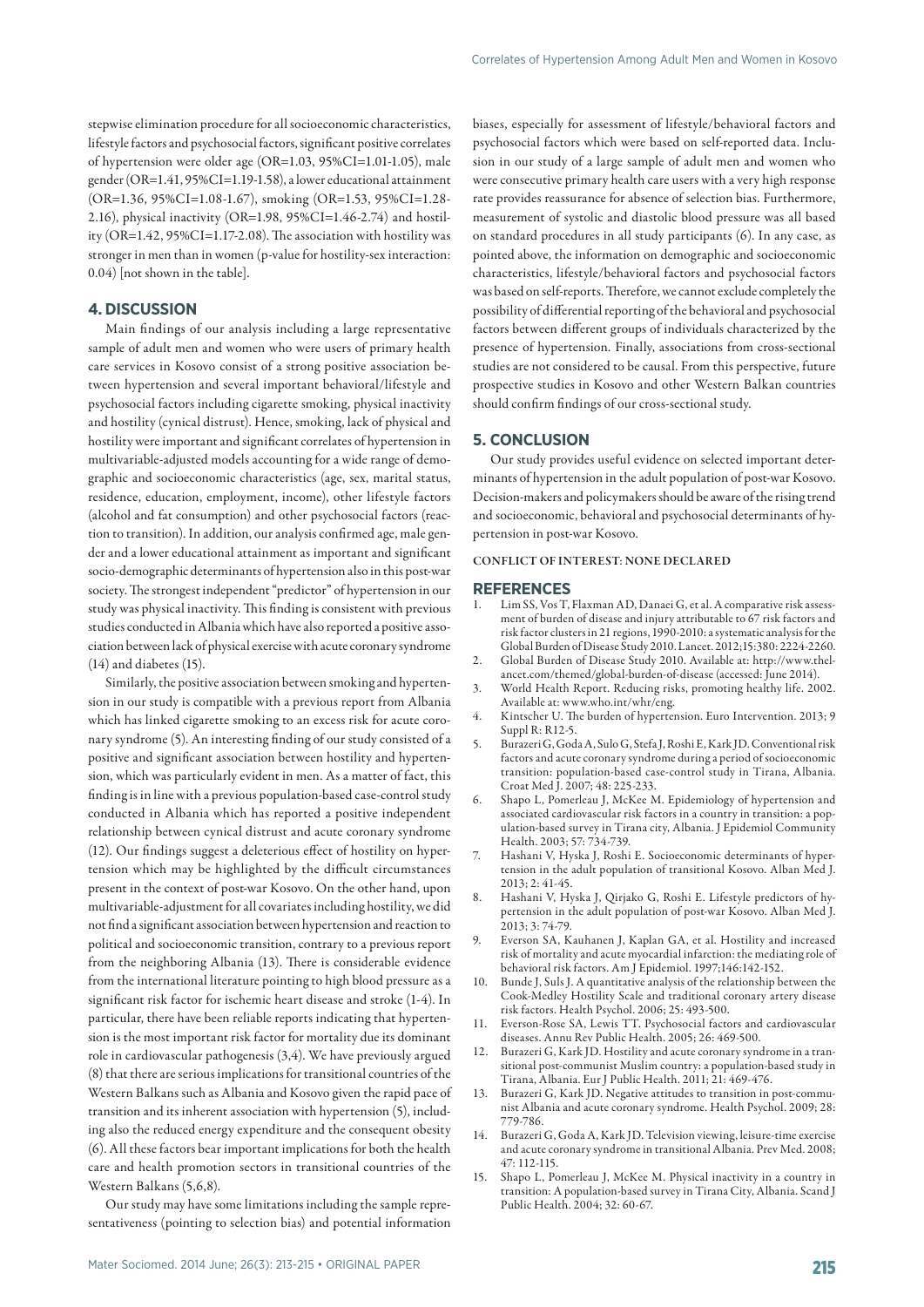stepwise elimination procedure for all socioeconomic characteristics, lifestyle factors and psychosocial factors, significant positive correlates of hypertension were older age (OR=1.03, 95%CI=1.01-1.05), male gender (OR=1.41, 95%CI=1.19-1.58), a lower educational attainment (OR=1.36, 95%CI=1.08-1.67), smoking (OR=1.53, 95%CI=1.28-2.16), physical inactivity (OR=1.98, 95%CI=1.46-2.74) and hostility (OR=1.42, 95%CI=1.17-2.08). The association with hostility was stronger in men than in women (p-value for hostility-sex interaction: 0.04) [not shown in the table].

## 4. DISCUSSION

Main findings of our analysis including a large representative sample of adult men and women who were users of primary health care services in Kosovo consist of a strong positive association between hypertension and several important behavioral/lifestyle and psychosocial factors including cigarette smoking, physical inactivity and hostility (cynical distrust). Hence, smoking, lack of physical and hostility were important and significant correlates of hypertension in multivariable-adjusted models accounting for a wide range of demographic and socioeconomic characteristics (age, sex, marital status, residence, education, employment, income), other lifestyle factors (alcohol and fat consumption) and other psychosocial factors (reaction to transition). In addition, our analysis confirmed age, male gender and a lower educational attainment as important and significant socio-demographic determinants of hypertension also in this post-war society. The strongest independent "predictor" of hypertension in our study was physical inactivity. This finding is consistent with previous studies conducted in Albania which have also reported a positive association between lack of physical exercise with acute coronary syndrome (14) and diabetes (15).

Similarly, the positive association between smoking and hypertension in our study is compatible with a previous report from Albania which has linked cigarette smoking to an excess risk for acute coronary syndrome (5). An interesting finding of our study consisted of a positive and significant association between hostility and hypertension, which was particularly evident in men. As a matter of fact, this finding is in line with a previous population-based case-control study conducted in Albania which has reported a positive independent relationship between cynical distrust and acute coronary syndrome (12). Our findings suggest a deleterious effect of hostility on hypertension which may be highlighted by the difficult circumstances present in the context of post-war Kosovo. On the other hand, upon multivariable-adjustment for all covariates including hostility, we did not find a significant association between hypertension and reaction to political and socioeconomic transition, contrary to a previous report from the neighboring Albania (13). There is considerable evidence from the international literature pointing to high blood pressure as a significant risk factor for ischemic heart disease and stroke (1-4). In particular, there have been reliable reports indicating that hypertension is the most important risk factor for mortality due its dominant role in cardiovascular pathogenesis (3,4). We have previously argued (8) that there are serious implications for transitional countries of the Western Balkans such as Albania and Kosovo given the rapid pace of transition and its inherent association with hypertension (5), including also the reduced energy expenditure and the consequent obesity (6). All these factors bear important implications for both the health care and health promotion sectors in transitional countries of the Western Balkans (5,6,8).

Our study may have some limitations including the sample representativeness (pointing to selection bias) and potential information biases, especially for assessment of lifestyle/behavioral factors and psychosocial factors which were based on self-reported data. Inclusion in our study of a large sample of adult men and women who were consecutive primary health care users with a very high response rate provides reassurance for absence of selection bias. Furthermore, measurement of systolic and diastolic blood pressure was all based on standard procedures in all study participants (6). In any case, as pointed above, the information on demographic and socioeconomic characteristics, lifestyle/behavioral factors and psychosocial factors was based on self-reports. Therefore, we cannot exclude completely the possibility of differential reporting of the behavioral and psychosocial factors between different groups of individuals characterized by the presence of hypertension. Finally, associations from cross-sectional studies are not considered to be causal. From this perspective, future prospective studies in Kosovo and other Western Balkan countries should confirm findings of our cross-sectional study.

## 5. CONCLUSION

Our study provides useful evidence on selected important determinants of hypertension in the adult population of post-war Kosovo. Decision-makers and policymakers should be aware of the rising trend and socioeconomic, behavioral and psychosocial determinants of hypertension in post-war Kosovo.

**CONFLICT OF INTEREST: NONE DECLARED**

## REFERENCES

1. Lim SS, Vos T, Flaxman AD, Danaei G, et al. A comparative risk assessment of burden of disease and injury attributable to 67 risk factors and risk factor clusters in 21 regions, 1990-2010: a systematic analysis for the Global Burden of Disease Study 2010. Lancet. 2012;15:380: 2224-2260.
2. Global Burden of Disease Study 2010. Available at: http://www.thelancet.com/themed/global-burden-of-disease (accessed: June 2014).
3. World Health Report. Reducing risks, promoting healthy life. 2002. Available at: www.who.int/whr/eng.
4. Kintscher U. The burden of hypertension. Euro Intervention. 2013; 9 Suppl R: R12-5.
5. Burazeri G, Goda A, Sulo G, Stefa J, Roshi E, Kark JD. Conventional risk factors and acute coronary syndrome during a period of socioeconomic transition: population-based case-control study in Tirana, Albania. Croat Med J. 2007; 48: 225-233.
6. Shapo L, Pomerleau J, McKee M. Epidemiology of hypertension and associated cardiovascular risk factors in a country in transition: a population-based survey in Tirana city, Albania. J Epidemiol Community Health. 2003; 57: 734-739.
7. Hashani V, Hyska J, Roshi E. Socioeconomic determinants of hypertension in the adult population of transitional Kosovo. Alban Med J. 2013; 2: 41-45.
8. Hashani V, Hyska J, Qirjako G, Roshi E. Lifestyle predictors of hypertension in the adult population of post-war Kosovo. Alban Med J. 2013; 3: 74-79.
9. Everson SA, Kauhanen J, Kaplan GA, et al. Hostility and increased risk of mortality and acute myocardial infarction: the mediating role of behavioral risk factors. Am J Epidemiol. 1997;146:142-152.
10. Bunde J, Suls J. A quantitative analysis of the relationship between the Cook-Medley Hostility Scale and traditional coronary artery disease risk factors. Health Psychol. 2006; 25: 493-500.
11. Everson-Rose SA, Lewis TT. Psychosocial factors and cardiovascular diseases. Annu Rev Public Health. 2005; 26: 469-500.
12. Burazeri G, Kark JD. Hostility and acute coronary syndrome in a transitional post-communist Muslim country: a population-based study in Tirana, Albania. Eur J Public Health. 2011; 21: 469-476.
13. Burazeri G, Kark JD. Negative attitudes to transition in post-communist Albania and acute coronary syndrome. Health Psychol. 2009; 28: 779-786.
14. Burazeri G, Goda A, Kark JD. Television viewing, leisure-time exercise and acute coronary syndrome in transitional Albania. Prev Med. 2008; 47: 112-115.
15. Shapo L, Pomerleau J, McKee M. Physical inactivity in a country in transition: A population-based survey in Tirana City, Albania. Scand J Public Health. 2004; 32: 60-67.